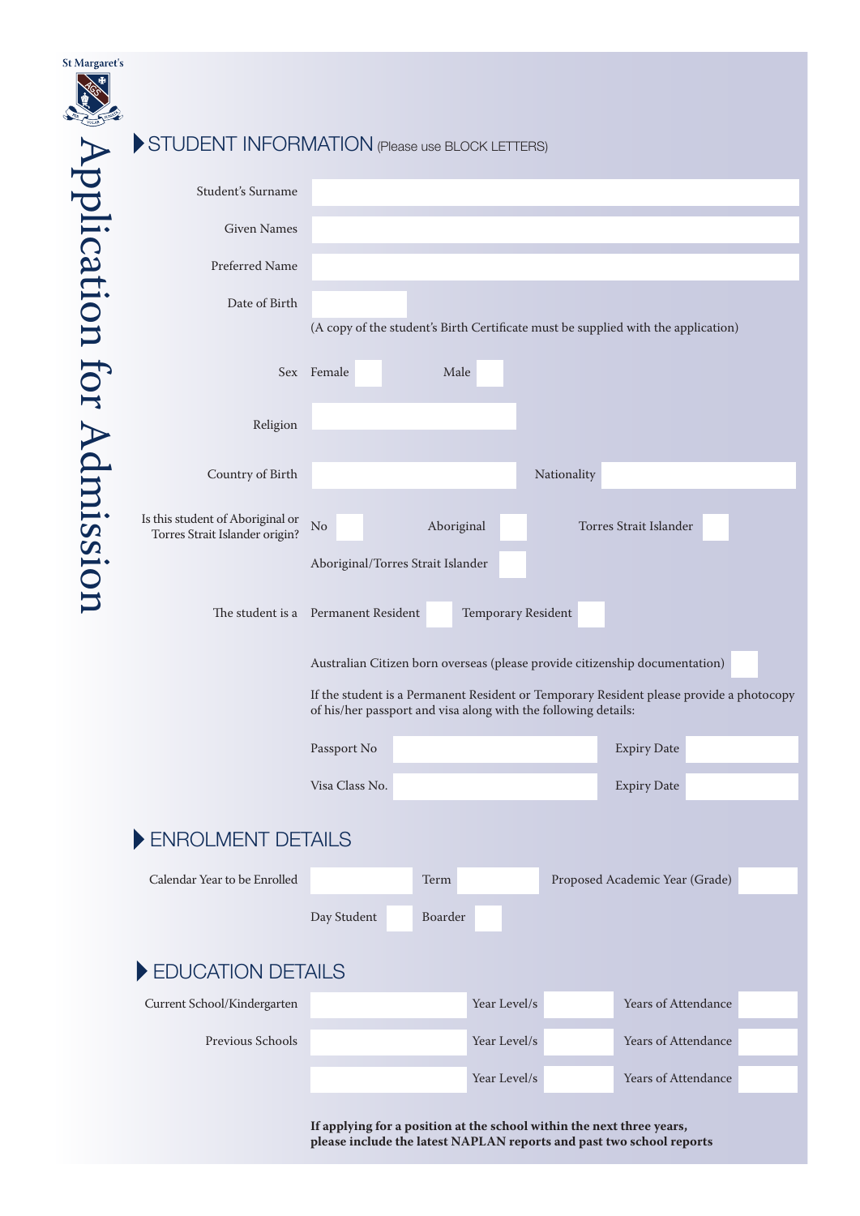St Margaret's

# Application for Admission

## STUDENT INFORMATION (Please use BLOCK LETTERS)

Student's Surname

Given Names

Preferred Name

Date of Birth

(A copy of the student's Birth Certificate must be supplied with the application)

Sex Female Male

Religion

Country of Birth Nationality

Is this student of Aboriginal or Torres Strait Islander origin? No Aboriginal Torres Strait Islander

Aboriginal/Torres Strait Islander

The student is a Permanent Resident Temporary Resident

Australian Citizen born overseas (please provide citizenship documentation)

If the student is a Permanent Resident or Temporary Resident please provide a photocopy of his/her passport and visa along with the following details:

Passport No Expiry Date

Visa Class No. Expiry Date

## ENROLMENT DETAILS

Calendar Year to be Enrolled Term Proposed Academic Year (Grade)

Day Student Boarder

## EDUCATION DETAILS

Current School/Kindergarten Year Level/s Years of Attendance

Previous Schools Year Level/s Years of Attendance

Year Level/s Years of Attendance

**If applying for a position at the school within the next three years, please include the latest NAPLAN reports and past two school reports**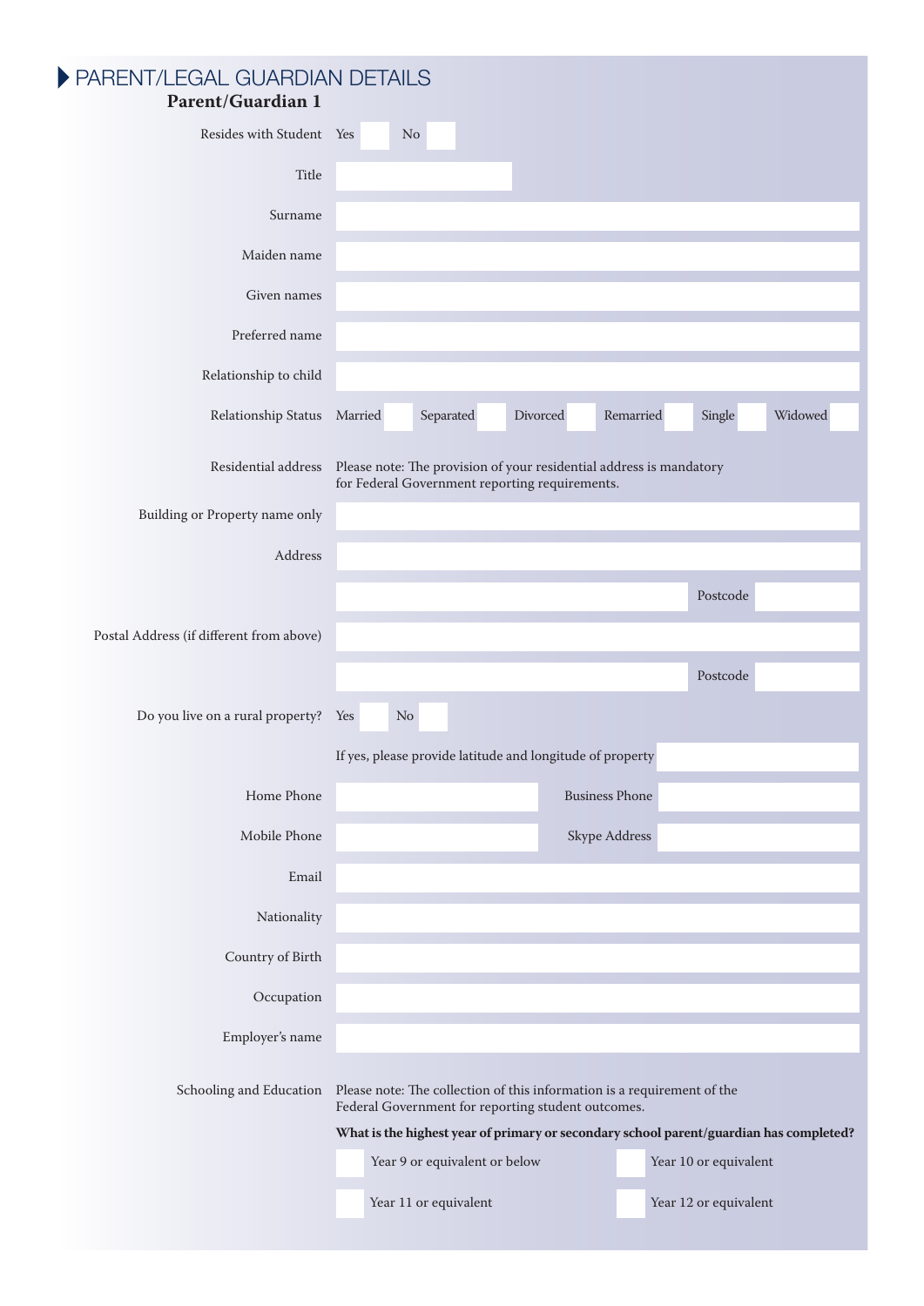# PARENT/LEGAL GUARDIAN DETAILS

## Parent/Guardian 1

Resides with Student Yes ☐ No ☐

Title

Surname

Maiden name

Given names

Preferred name

Relationship to child

Relationship Status Married ☐ Separated ☐ Divorced ☐ Remarried ☐ Single ☐ Widowed ☐

Residential address Please note: The provision of your residential address is mandatory for Federal Government reporting requirements.

Building or Property name only

Address

Postcode

Postal Address (if different from above)

Postcode

Do you live on a rural property? Yes ☐ No ☐

If yes, please provide latitude and longitude of property

Home Phone Business Phone

Mobile Phone Skype Address

Email

Nationality

Country of Birth

Occupation

Employer's name

Schooling and Education Please note: The collection of this information is a requirement of the Federal Government for reporting student outcomes.

**What is the highest year of primary or secondary school parent/guardian has completed?**

☐ Year 9 or equivalent or below ☐ Year 10 or equivalent

☐ Year 11 or equivalent ☐ Year 12 or equivalent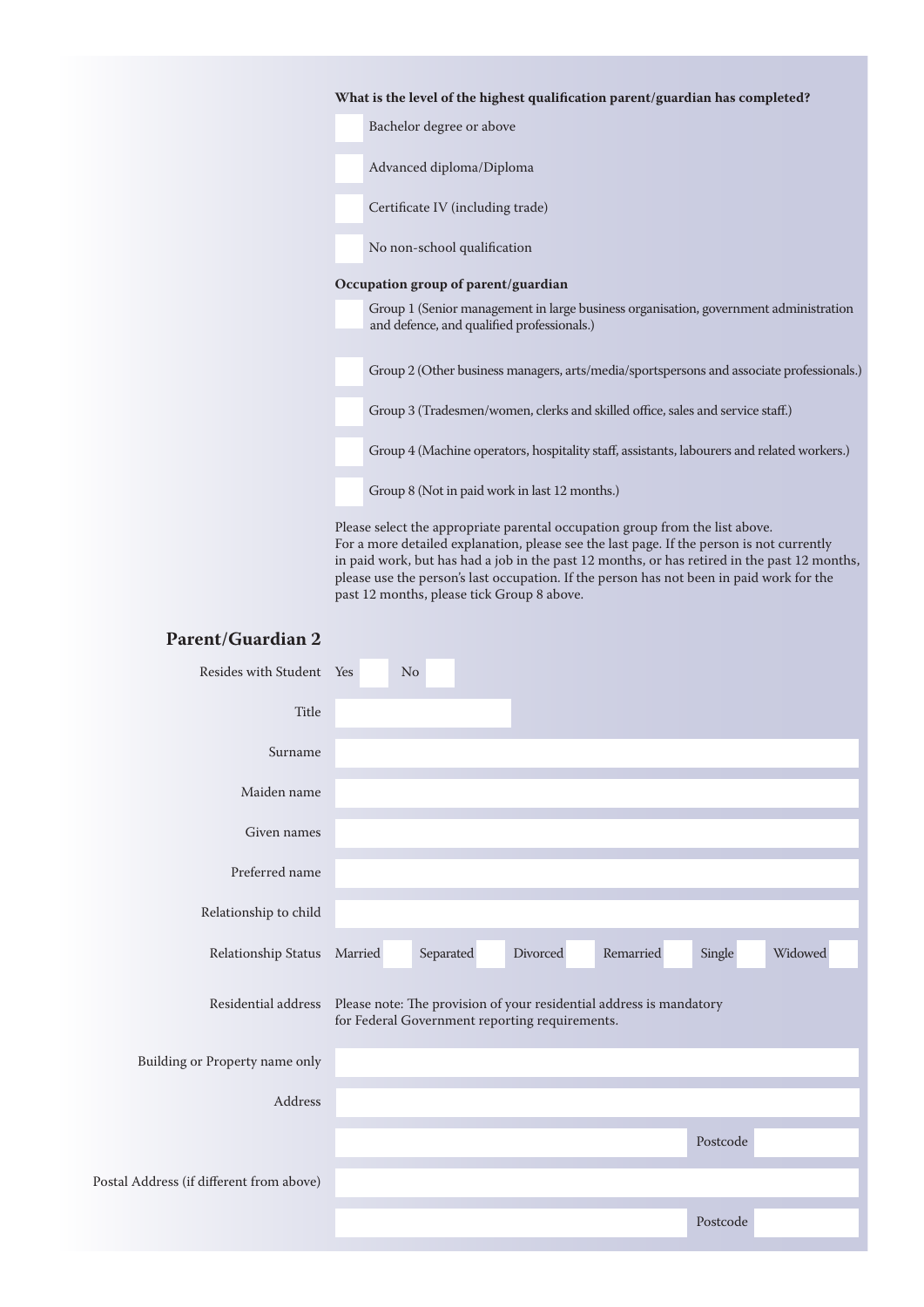**What is the level of the highest qualification parent/guardian has completed?**

- [ ] Bachelor degree or above
- [ ] Advanced diploma/Diploma
- [ ] Certificate IV (including trade)
- [ ] No non-school qualification

**Occupation group of parent/guardian**

- [ ] Group 1 (Senior management in large business organisation, government administration and defence, and qualified professionals.)
- [ ] Group 2 (Other business managers, arts/media/sportspersons and associate professionals.)
- [ ] Group 3 (Tradesmen/women, clerks and skilled office, sales and service staff.)
- [ ] Group 4 (Machine operators, hospitality staff, assistants, labourers and related workers.)
- [ ] Group 8 (Not in paid work in last 12 months.)

Please select the appropriate parental occupation group from the list above. For a more detailed explanation, please see the last page. If the person is not currently in paid work, but has had a job in the past 12 months, or has retired in the past 12 months, please use the person's last occupation. If the person has not been in paid work for the past 12 months, please tick Group 8 above.

## Parent/Guardian 2

Resides with Student Yes [ ] No [ ]

Title

Surname

Maiden name

Given names

Preferred name

Relationship to child

Relationship Status Married [ ] Separated [ ] Divorced [ ] Remarried [ ] Single [ ] Widowed [ ]

Residential address Please note: The provision of your residential address is mandatory for Federal Government reporting requirements.

Building or Property name only

Address

Postcode

Postal Address (if different from above)

Postcode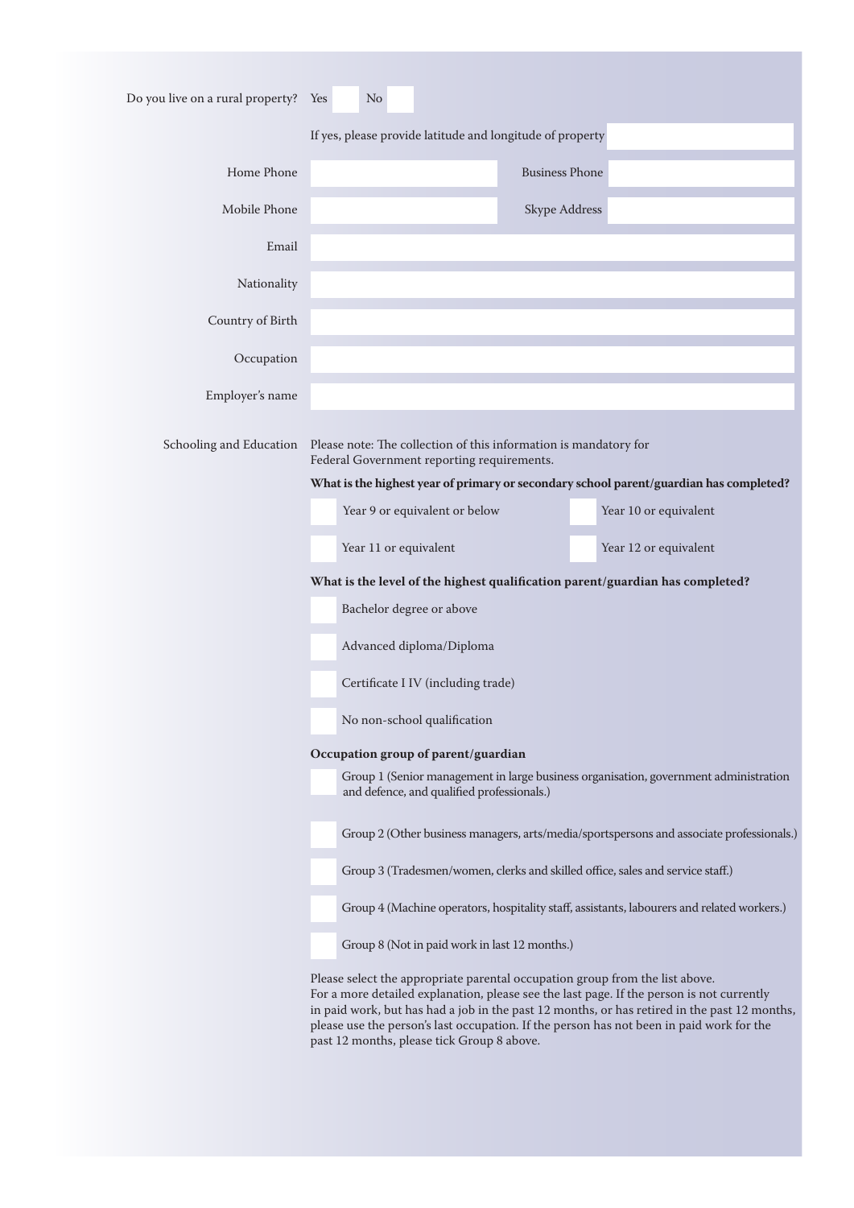Do you live on a rural property? Yes ☐ No ☐

If yes, please provide latitude and longitude of property

Home Phone

Business Phone

Mobile Phone

Skype Address

Email

Nationality

Country of Birth

Occupation

Employer's name

Schooling and Education

Please note: The collection of this information is mandatory for Federal Government reporting requirements.

**What is the highest year of primary or secondary school parent/guardian has completed?**

- ☐ Year 9 or equivalent or below
- ☐ Year 10 or equivalent
- ☐ Year 11 or equivalent
- ☐ Year 12 or equivalent

**What is the level of the highest qualification parent/guardian has completed?**

- ☐ Bachelor degree or above
- ☐ Advanced diploma/Diploma
- ☐ Certificate I IV (including trade)
- ☐ No non-school qualification

**Occupation group of parent/guardian**

- ☐ Group 1 (Senior management in large business organisation, government administration and defence, and qualified professionals.)
- ☐ Group 2 (Other business managers, arts/media/sportspersons and associate professionals.)
- ☐ Group 3 (Tradesmen/women, clerks and skilled office, sales and service staff.)
- ☐ Group 4 (Machine operators, hospitality staff, assistants, labourers and related workers.)
- ☐ Group 8 (Not in paid work in last 12 months.)

Please select the appropriate parental occupation group from the list above. For a more detailed explanation, please see the last page. If the person is not currently in paid work, but has had a job in the past 12 months, or has retired in the past 12 months, please use the person's last occupation. If the person has not been in paid work for the past 12 months, please tick Group 8 above.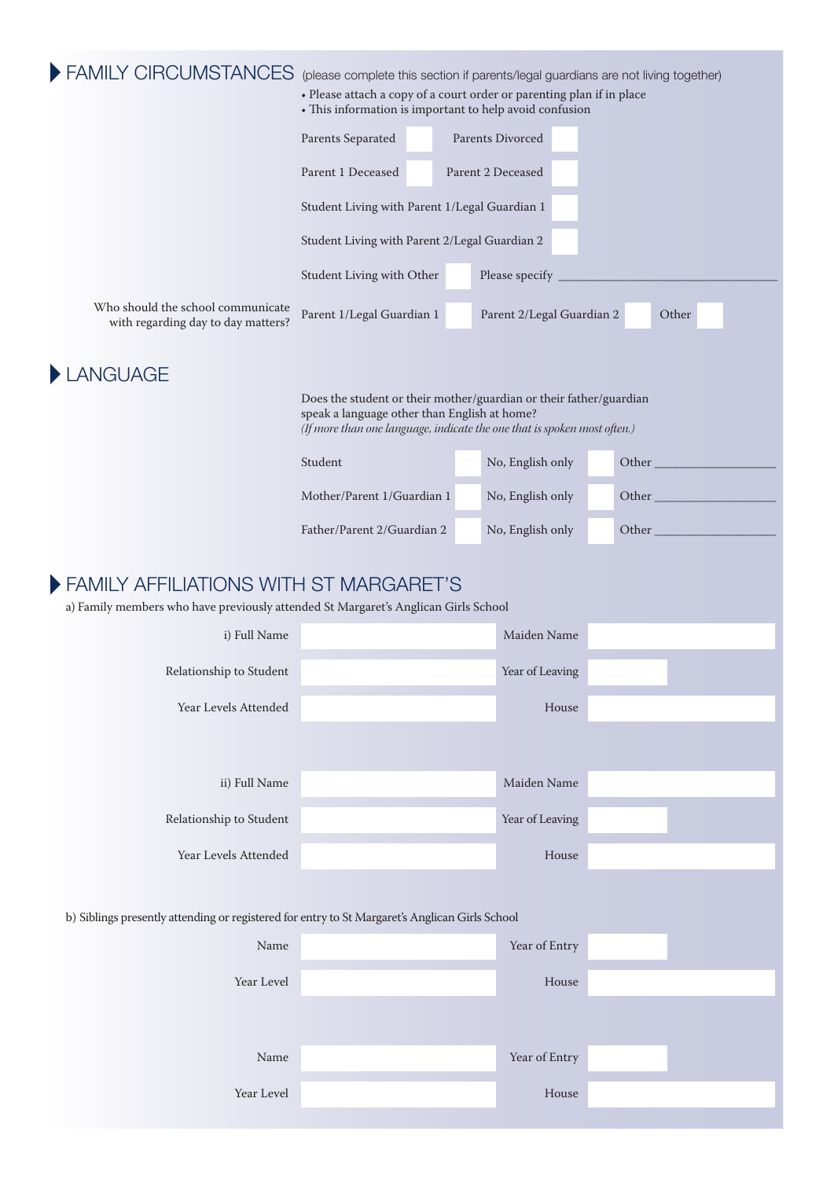## FAMILY CIRCUMSTANCES

(please complete this section if parents/legal guardians are not living together)

- Please attach a copy of a court order or parenting plan if in place
- This information is important to help avoid confusion

Parents Separated ☐ Parents Divorced ☐

Parent 1 Deceased ☐ Parent 2 Deceased ☐

Student Living with Parent 1/Legal Guardian 1 ☐

Student Living with Parent 2/Legal Guardian 2 ☐

Student Living with Other ☐ Please specify ______________________________

Who should the school communicate with regarding day to day matters? Parent 1/Legal Guardian 1 ☐ Parent 2/Legal Guardian 2 ☐ Other ☐

## LANGUAGE

Does the student or their mother/guardian or their father/guardian speak a language other than English at home?
*(If more than one language, indicate the one that is spoken most often.)*

| | | | |
|---|---|---|---|
| Student | ☐ No, English only | ☐ Other ________________ |
| Mother/Parent 1/Guardian 1 | ☐ No, English only | ☐ Other ________________ |
| Father/Parent 2/Guardian 2 | ☐ No, English only | ☐ Other ________________ |

## FAMILY AFFILIATIONS WITH ST MARGARET'S

a) Family members who have previously attended St Margaret's Anglican Girls School

| | | | |
|---|---|---|---|
| i) Full Name | | Maiden Name | |
| Relationship to Student | | Year of Leaving | |
| Year Levels Attended | | House | |

| | | | |
|---|---|---|---|
| ii) Full Name | | Maiden Name | |
| Relationship to Student | | Year of Leaving | |
| Year Levels Attended | | House | |

b) Siblings presently attending or registered for entry to St Margaret's Anglican Girls School

| | | | |
|---|---|---|---|
| Name | | Year of Entry | |
| Year Level | | House | |

| | | | |
|---|---|---|---|
| Name | | Year of Entry | |
| Year Level | | House | |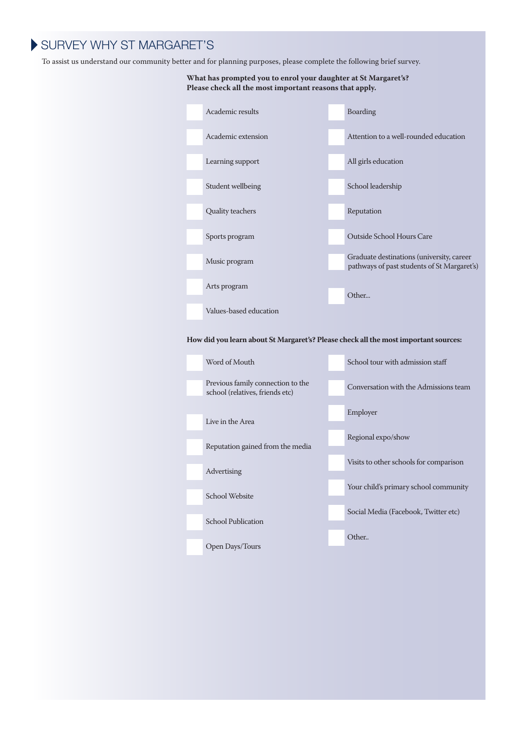## SURVEY WHY ST MARGARET'S

To assist us understand our community better and for planning purposes, please complete the following brief survey.

**What has prompted you to enrol your daughter at St Margaret's? Please check all the most important reasons that apply.**

- [ ] Academic results
- [ ] Academic extension
- [ ] Learning support
- [ ] Student wellbeing
- [ ] Quality teachers
- [ ] Sports program
- [ ] Music program
- [ ] Arts program
- [ ] Values-based education
- [ ] Boarding
- [ ] Attention to a well-rounded education
- [ ] All girls education
- [ ] School leadership
- [ ] Reputation
- [ ] Outside School Hours Care
- [ ] Graduate destinations (university, career pathways of past students of St Margaret's)
- [ ] Other...

**How did you learn about St Margaret's? Please check all the most important sources:**

- [ ] Word of Mouth
- [ ] Previous family connection to the school (relatives, friends etc)
- [ ] Live in the Area
- [ ] Reputation gained from the media
- [ ] Advertising
- [ ] School Website
- [ ] School Publication
- [ ] Open Days/Tours
- [ ] School tour with admission staff
- [ ] Conversation with the Admissions team
- [ ] Employer
- [ ] Regional expo/show
- [ ] Visits to other schools for comparison
- [ ] Your child's primary school community
- [ ] Social Media (Facebook, Twitter etc)
- [ ] Other..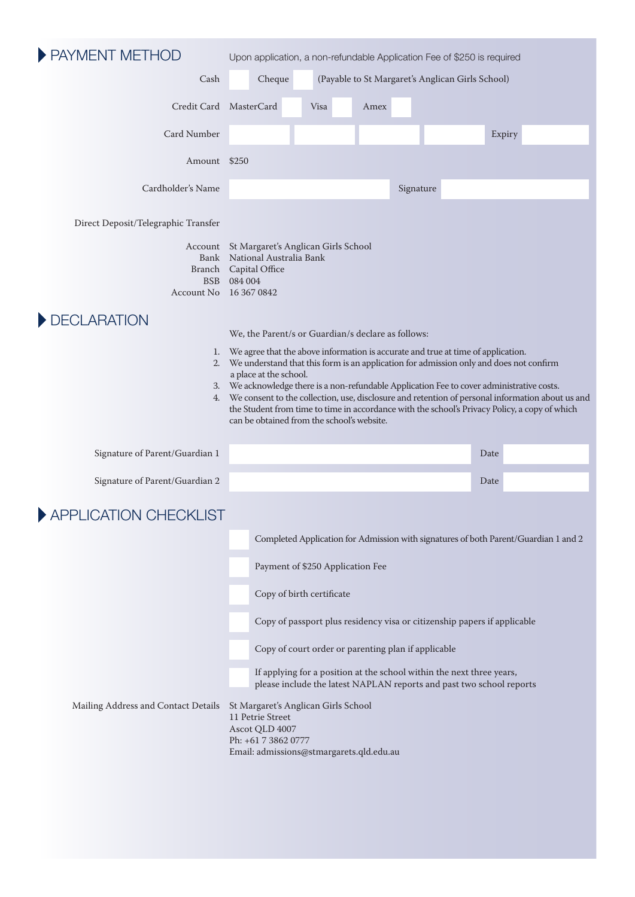## PAYMENT METHOD

Upon application, a non-refundable Application Fee of $250 is required

Cash ☐ Cheque ☐ (Payable to St Margaret's Anglican Girls School)

Credit Card MasterCard ☐ Visa ☐ Amex ☐

Card Number ____ ____ ____ ____ Expiry ____

Amount $250

Cardholder's Name ____ Signature ____

Direct Deposit/Telegraphic Transfer

Account St Margaret's Anglican Girls School
Bank National Australia Bank
Branch Capital Office
BSB 084 004
Account No 16 367 0842

## DECLARATION

We, the Parent/s or Guardian/s declare as follows:

1. We agree that the above information is accurate and true at time of application.
2. We understand that this form is an application for admission only and does not confirm a place at the school.
3. We acknowledge there is a non-refundable Application Fee to cover administrative costs.
4. We consent to the collection, use, disclosure and retention of personal information about us and the Student from time to time in accordance with the school's Privacy Policy, a copy of which can be obtained from the school's website.

Signature of Parent/Guardian 1 ____ Date ____

Signature of Parent/Guardian 2 ____ Date ____

## APPLICATION CHECKLIST

- ☐ Completed Application for Admission with signatures of both Parent/Guardian 1 and 2
- ☐ Payment of $250 Application Fee
- ☐ Copy of birth certificate
- ☐ Copy of passport plus residency visa or citizenship papers if applicable
- ☐ Copy of court order or parenting plan if applicable
- ☐ If applying for a position at the school within the next three years, please include the latest NAPLAN reports and past two school reports

Mailing Address and Contact Details

St Margaret's Anglican Girls School
11 Petrie Street
Ascot QLD 4007
Ph: +61 7 3862 0777
Email: admissions@stmargarets.qld.edu.au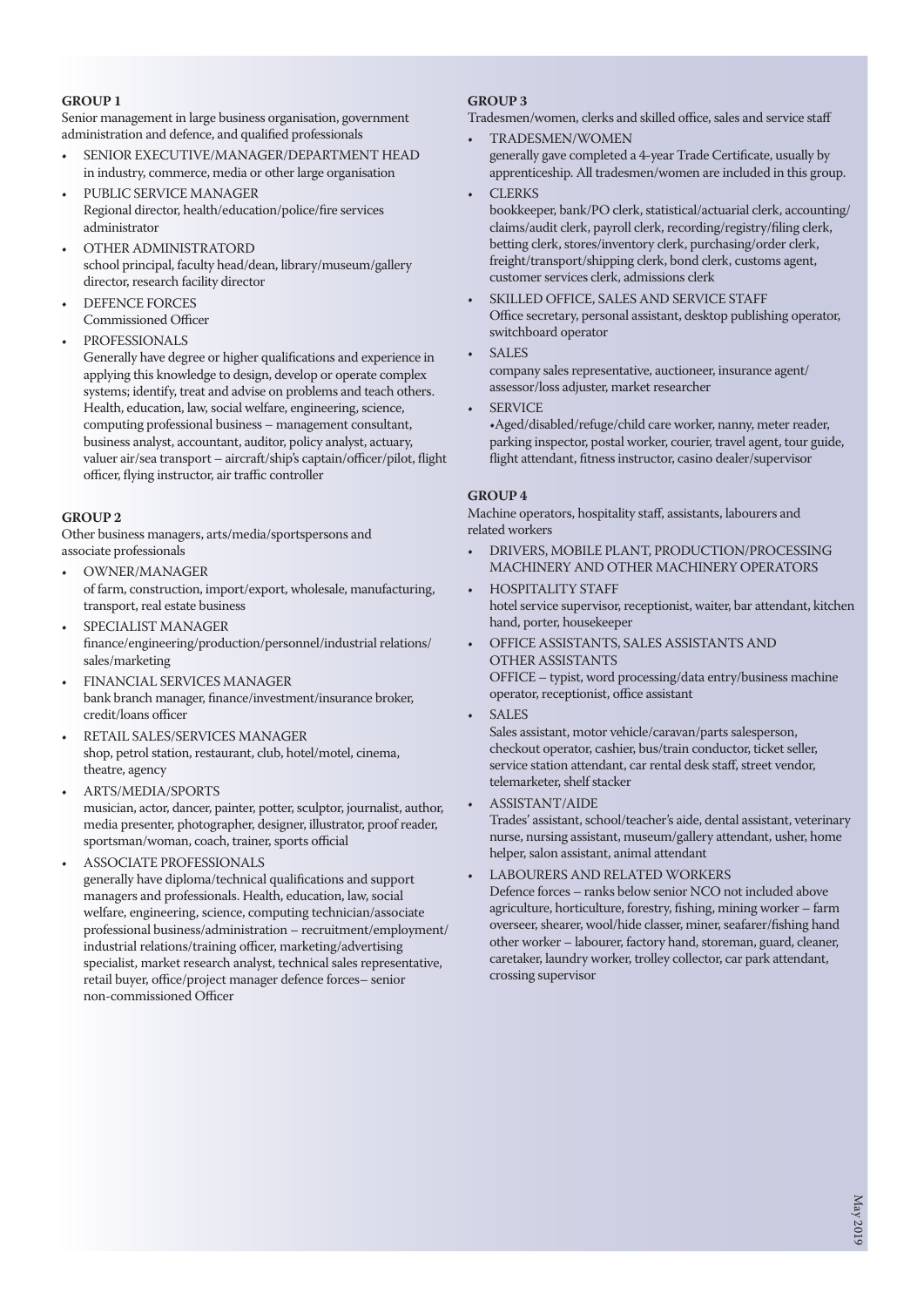**GROUP 1**

Senior management in large business organisation, government administration and defence, and qualified professionals

- SENIOR EXECUTIVE/MANAGER/DEPARTMENT HEAD
  in industry, commerce, media or other large organisation
- PUBLIC SERVICE MANAGER
  Regional director, health/education/police/fire services administrator
- OTHER ADMINISTRATORD
  school principal, faculty head/dean, library/museum/gallery director, research facility director
- DEFENCE FORCES
  Commissioned Officer
- PROFESSIONALS
  Generally have degree or higher qualifications and experience in applying this knowledge to design, develop or operate complex systems; identify, treat and advise on problems and teach others. Health, education, law, social welfare, engineering, science, computing professional business – management consultant, business analyst, accountant, auditor, policy analyst, actuary, valuer air/sea transport – aircraft/ship's captain/officer/pilot, flight officer, flying instructor, air traffic controller

**GROUP 2**

Other business managers, arts/media/sportspersons and associate professionals

- OWNER/MANAGER
  of farm, construction, import/export, wholesale, manufacturing, transport, real estate business
- SPECIALIST MANAGER
  finance/engineering/production/personnel/industrial relations/ sales/marketing
- FINANCIAL SERVICES MANAGER
  bank branch manager, finance/investment/insurance broker, credit/loans officer
- RETAIL SALES/SERVICES MANAGER
  shop, petrol station, restaurant, club, hotel/motel, cinema, theatre, agency
- ARTS/MEDIA/SPORTS
  musician, actor, dancer, painter, potter, sculptor, journalist, author, media presenter, photographer, designer, illustrator, proof reader, sportsman/woman, coach, trainer, sports official
- ASSOCIATE PROFESSIONALS
  generally have diploma/technical qualifications and support managers and professionals. Health, education, law, social welfare, engineering, science, computing technician/associate professional business/administration – recruitment/employment/ industrial relations/training officer, marketing/advertising specialist, market research analyst, technical sales representative, retail buyer, office/project manager defence forces– senior non-commissioned Officer

**GROUP 3**

Tradesmen/women, clerks and skilled office, sales and service staff

- TRADESMEN/WOMEN
  generally gave completed a 4-year Trade Certificate, usually by apprenticeship. All tradesmen/women are included in this group.
- CLERKS
  bookkeeper, bank/PO clerk, statistical/actuarial clerk, accounting/ claims/audit clerk, payroll clerk, recording/registry/filing clerk, betting clerk, stores/inventory clerk, purchasing/order clerk, freight/transport/shipping clerk, bond clerk, customs agent, customer services clerk, admissions clerk
- SKILLED OFFICE, SALES AND SERVICE STAFF
  Office secretary, personal assistant, desktop publishing operator, switchboard operator
- SALES
  company sales representative, auctioneer, insurance agent/ assessor/loss adjuster, market researcher
- SERVICE
  •Aged/disabled/refuge/child care worker, nanny, meter reader, parking inspector, postal worker, courier, travel agent, tour guide, flight attendant, fitness instructor, casino dealer/supervisor

**GROUP 4**

Machine operators, hospitality staff, assistants, labourers and related workers

- DRIVERS, MOBILE PLANT, PRODUCTION/PROCESSING MACHINERY AND OTHER MACHINERY OPERATORS
- HOSPITALITY STAFF
  hotel service supervisor, receptionist, waiter, bar attendant, kitchen hand, porter, housekeeper
- OFFICE ASSISTANTS, SALES ASSISTANTS AND OTHER ASSISTANTS
  OFFICE – typist, word processing/data entry/business machine operator, receptionist, office assistant
- SALES
  Sales assistant, motor vehicle/caravan/parts salesperson, checkout operator, cashier, bus/train conductor, ticket seller, service station attendant, car rental desk staff, street vendor, telemarketer, shelf stacker
- ASSISTANT/AIDE
  Trades' assistant, school/teacher's aide, dental assistant, veterinary nurse, nursing assistant, museum/gallery attendant, usher, home helper, salon assistant, animal attendant
- LABOURERS AND RELATED WORKERS
  Defence forces – ranks below senior NCO not included above agriculture, horticulture, forestry, fishing, mining worker – farm overseer, shearer, wool/hide classer, miner, seafarer/fishing hand other worker – labourer, factory hand, storeman, guard, cleaner, caretaker, laundry worker, trolley collector, car park attendant, crossing supervisor

May 2019